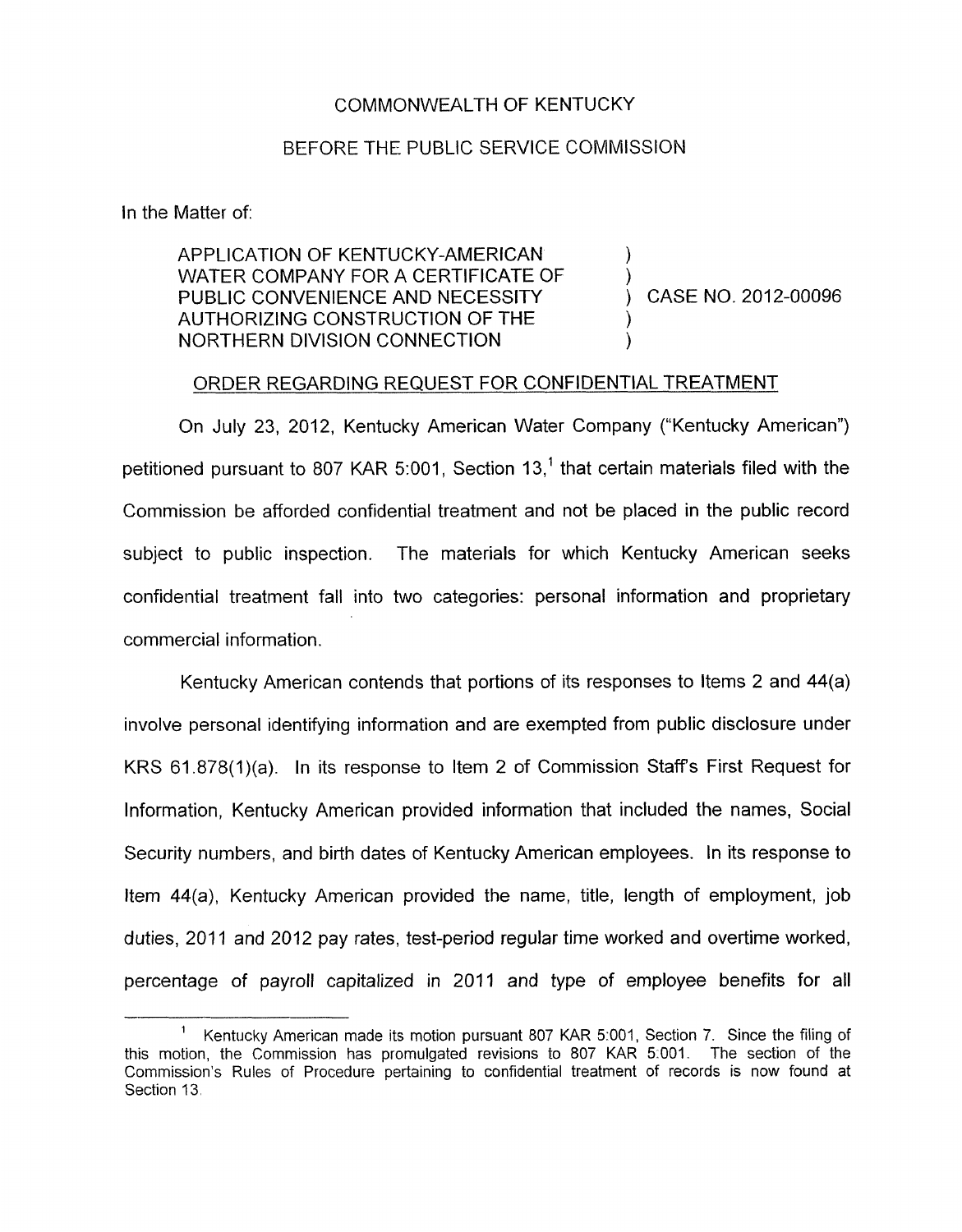COMMONWEALTH OF KENTUCKY

BEFORE THE PUBLIC SERVICE COMMISSION

In the Matter of:

| | | |
|---|---|---|
| APPLICATION OF KENTUCKY-AMERICAN WATER COMPANY FOR A CERTIFICATE OF PUBLIC CONVENIENCE AND NECESSITY AUTHORIZING CONSTRUCTION OF THE NORTHERN DIVISION CONNECTION | ) | CASE NO. 2012-00096 |

ORDER REGARDING REQUEST FOR CONFIDENTIAL TREATMENT

On July 23, 2012, Kentucky American Water Company ("Kentucky American") petitioned pursuant to 807 KAR 5:001, Section 13,[1] that certain materials filed with the Commission be afforded confidential treatment and not be placed in the public record subject to public inspection. The materials for which Kentucky American seeks confidential treatment fall into two categories: personal information and proprietary commercial information.

Kentucky American contends that portions of its responses to Items 2 and 44(a) involve personal identifying information and are exempted from public disclosure under KRS 61.878(1)(a). In its response to Item 2 of Commission Staff's First Request for Information, Kentucky American provided information that included the names, Social Security numbers, and birth dates of Kentucky American employees. In its response to Item 44(a), Kentucky American provided the name, title, length of employment, job duties, 2011 and 2012 pay rates, test-period regular time worked and overtime worked, percentage of payroll capitalized in 2011 and type of employee benefits for all

[1] Kentucky American made its motion pursuant 807 KAR 5:001, Section 7. Since the filing of this motion, the Commission has promulgated revisions to 807 KAR 5:001. The section of the Commission's Rules of Procedure pertaining to confidential treatment of records is now found at Section 13.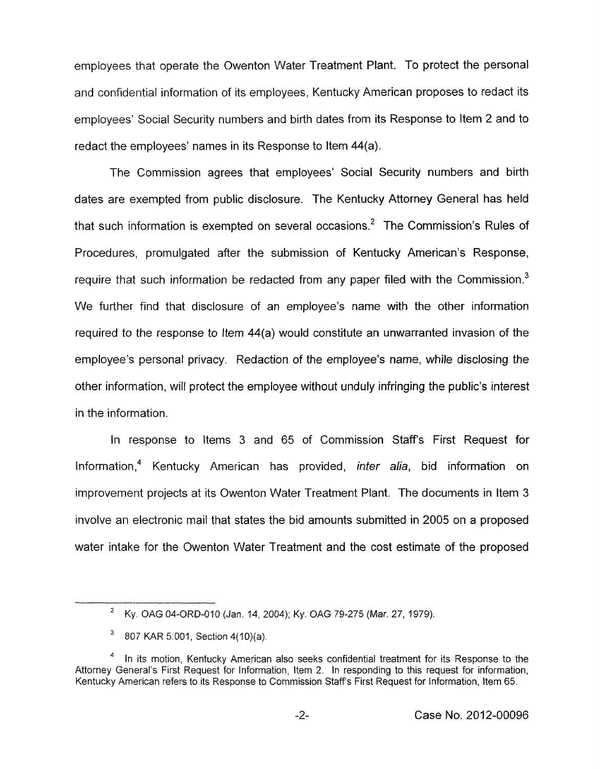employees that operate the Owenton Water Treatment Plant. To protect the personal and confidential information of its employees, Kentucky American proposes to redact its employees' Social Security numbers and birth dates from its Response to Item 2 and to redact the employees' names in its Response to Item 44(a).

The Commission agrees that employees' Social Security numbers and birth dates are exempted from public disclosure. The Kentucky Attorney General has held that such information is exempted on several occasions.[2] The Commission's Rules of Procedures, promulgated after the submission of Kentucky American's Response, require that such information be redacted from any paper filed with the Commission.[3] We further find that disclosure of an employee's name with the other information required to the response to Item 44(a) would constitute an unwarranted invasion of the employee's personal privacy. Redaction of the employee's name, while disclosing the other information, will protect the employee without unduly infringing the public's interest in the information.

In response to Items 3 and 65 of Commission Staff's First Request for Information,[4] Kentucky American has provided, *inter alia*, bid information on improvement projects at its Owenton Water Treatment Plant. The documents in Item 3 involve an electronic mail that states the bid amounts submitted in 2005 on a proposed water intake for the Owenton Water Treatment and the cost estimate of the proposed

---

[2] Ky. OAG 04-ORD-010 (Jan. 14, 2004); Ky. OAG 79-275 (Mar. 27, 1979).

[3] 807 KAR 5:001, Section 4(10)(a).

[4] In its motion, Kentucky American also seeks confidential treatment for its Response to the Attorney General's First Request for Information, Item 2. In responding to this request for information, Kentucky American refers to its Response to Commission Staff's First Request for Information, Item 65.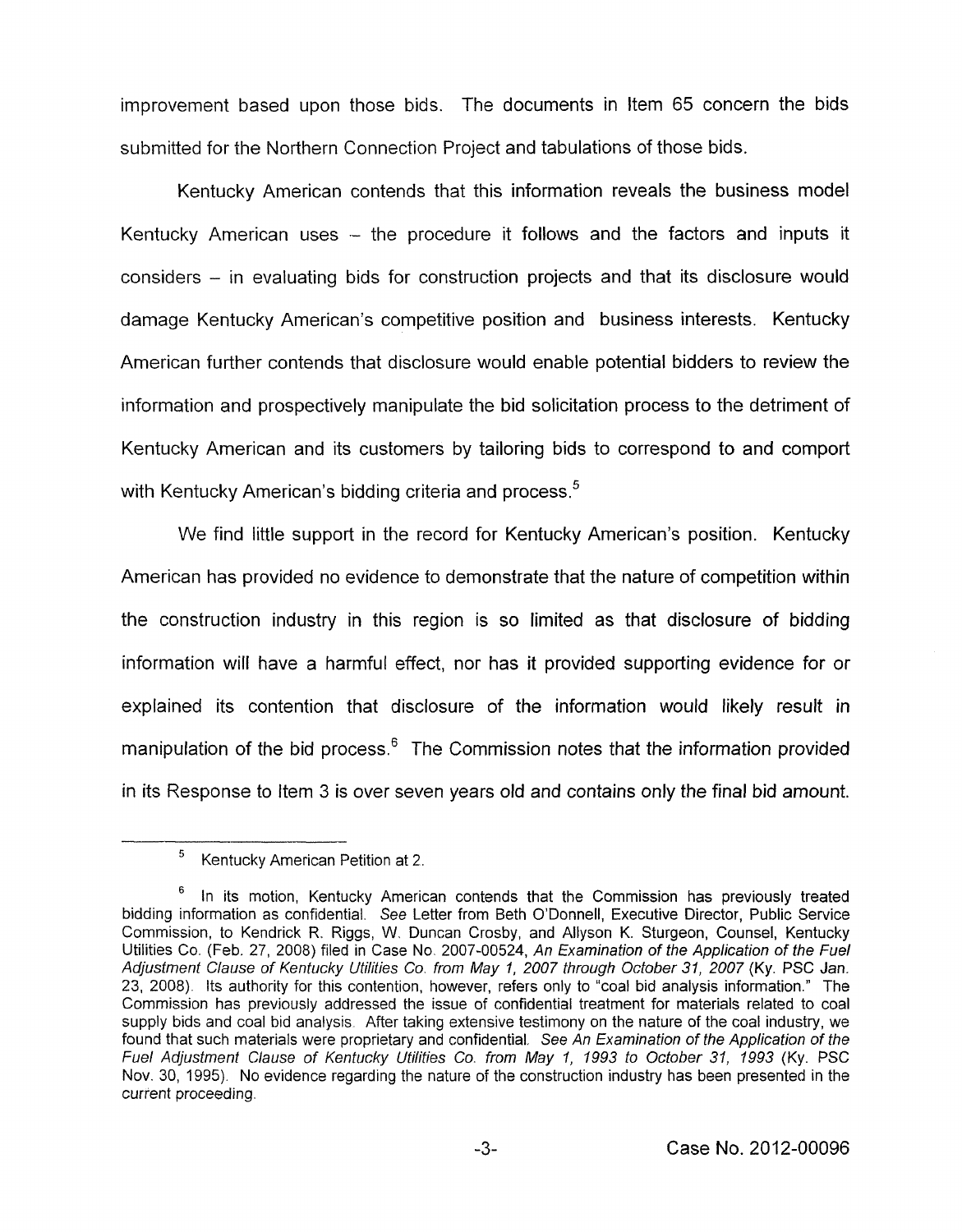improvement based upon those bids. The documents in Item 65 concern the bids submitted for the Northern Connection Project and tabulations of those bids.

Kentucky American contends that this information reveals the business model Kentucky American uses – the procedure it follows and the factors and inputs it considers – in evaluating bids for construction projects and that its disclosure would damage Kentucky American's competitive position and business interests. Kentucky American further contends that disclosure would enable potential bidders to review the information and prospectively manipulate the bid solicitation process to the detriment of Kentucky American and its customers by tailoring bids to correspond to and comport with Kentucky American's bidding criteria and process.[5]

We find little support in the record for Kentucky American's position. Kentucky American has provided no evidence to demonstrate that the nature of competition within the construction industry in this region is so limited as that disclosure of bidding information will have a harmful effect, nor has it provided supporting evidence for or explained its contention that disclosure of the information would likely result in manipulation of the bid process.[6] The Commission notes that the information provided in its Response to Item 3 is over seven years old and contains only the final bid amount.

---

[5] Kentucky American Petition at 2.

[6] In its motion, Kentucky American contends that the Commission has previously treated bidding information as confidential. *See* Letter from Beth O'Donnell, Executive Director, Public Service Commission, to Kendrick R. Riggs, W. Duncan Crosby, and Allyson K. Sturgeon, Counsel, Kentucky Utilities Co. (Feb. 27, 2008) filed in Case No. 2007-00524, *An Examination of the Application of the Fuel Adjustment Clause of Kentucky Utilities Co. from May 1, 2007 through October 31, 2007* (Ky. PSC Jan. 23, 2008). Its authority for this contention, however, refers only to "coal bid analysis information." The Commission has previously addressed the issue of confidential treatment for materials related to coal supply bids and coal bid analysis. After taking extensive testimony on the nature of the coal industry, we found that such materials were proprietary and confidential. *See An Examination of the Application of the Fuel Adjustment Clause of Kentucky Utilities Co. from May 1, 1993 to October 31, 1993* (Ky. PSC Nov. 30, 1995). No evidence regarding the nature of the construction industry has been presented in the current proceeding.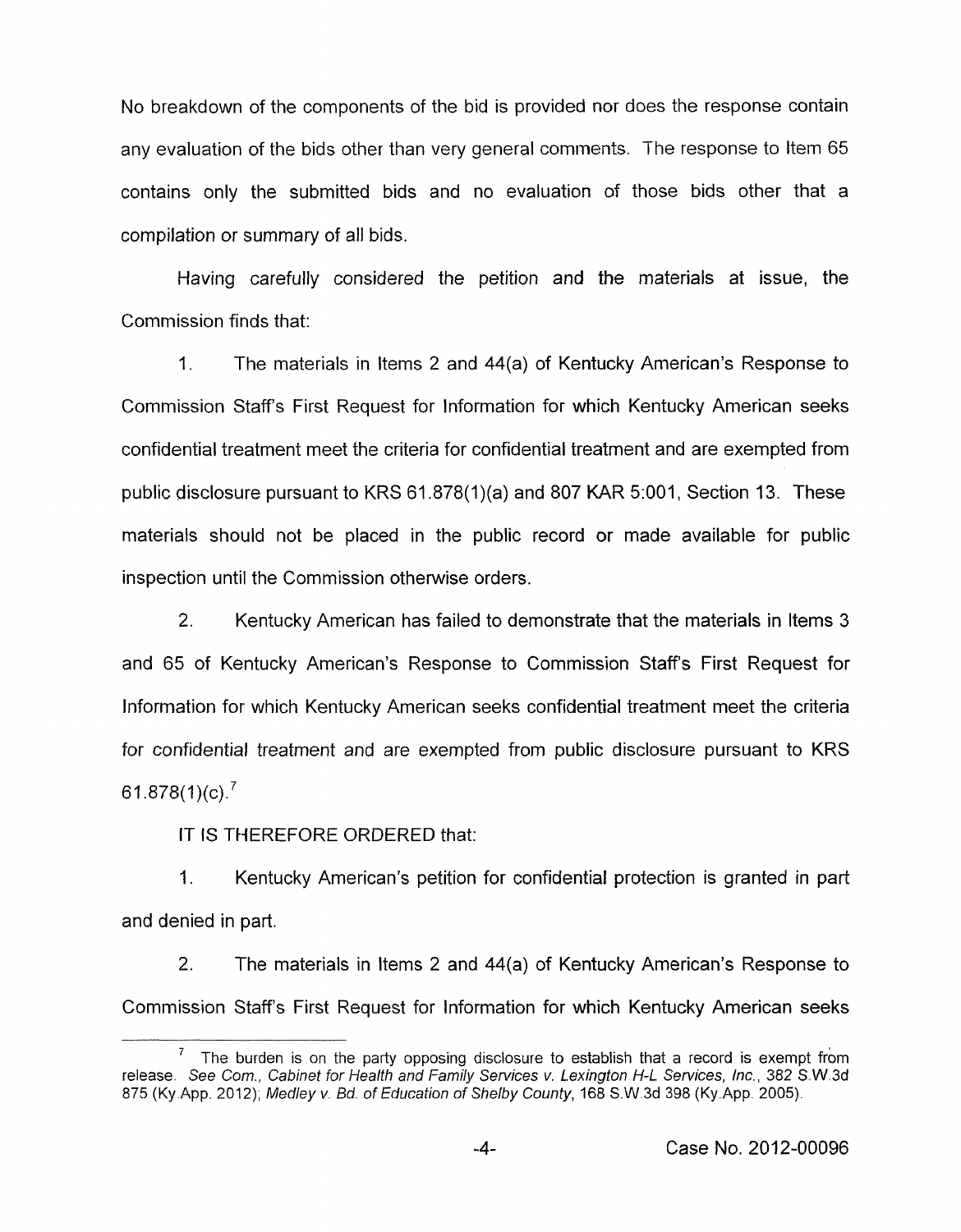No breakdown of the components of the bid is provided nor does the response contain any evaluation of the bids other than very general comments. The response to Item 65 contains only the submitted bids and no evaluation of those bids other that a compilation or summary of all bids.

Having carefully considered the petition and the materials at issue, the Commission finds that:

1. The materials in Items 2 and 44(a) of Kentucky American's Response to Commission Staff's First Request for Information for which Kentucky American seeks confidential treatment meet the criteria for confidential treatment and are exempted from public disclosure pursuant to KRS 61.878(1)(a) and 807 KAR 5:001, Section 13. These materials should not be placed in the public record or made available for public inspection until the Commission otherwise orders.

2. Kentucky American has failed to demonstrate that the materials in Items 3 and 65 of Kentucky American's Response to Commission Staff's First Request for Information for which Kentucky American seeks confidential treatment meet the criteria for confidential treatment and are exempted from public disclosure pursuant to KRS 61.878(1)(c).[7]

IT IS THEREFORE ORDERED that:

1. Kentucky American's petition for confidential protection is granted in part and denied in part.

2. The materials in Items 2 and 44(a) of Kentucky American's Response to Commission Staff's First Request for Information for which Kentucky American seeks

---

[7] The burden is on the party opposing disclosure to establish that a record is exempt from release. *See Com., Cabinet for Health and Family Services v. Lexington H-L Services, Inc.*, 382 S.W.3d 875 (Ky.App. 2012); *Medley v. Bd. of Education of Shelby County*, 168 S.W.3d 398 (Ky.App. 2005).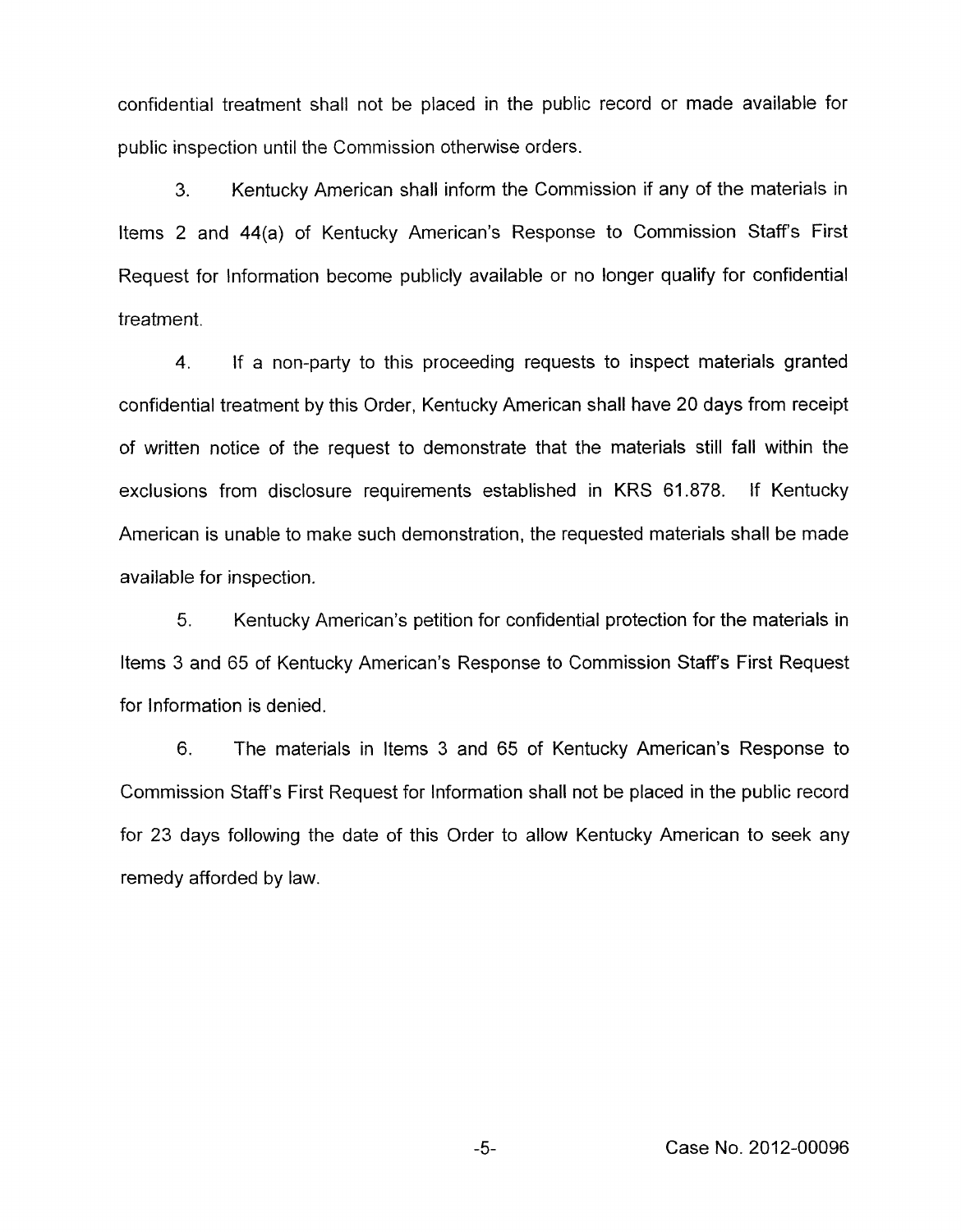confidential treatment shall not be placed in the public record or made available for public inspection until the Commission otherwise orders.

3. Kentucky American shall inform the Commission if any of the materials in Items 2 and 44(a) of Kentucky American's Response to Commission Staff's First Request for Information become publicly available or no longer qualify for confidential treatment.

4. If a non-party to this proceeding requests to inspect materials granted confidential treatment by this Order, Kentucky American shall have 20 days from receipt of written notice of the request to demonstrate that the materials still fall within the exclusions from disclosure requirements established in KRS 61.878. If Kentucky American is unable to make such demonstration, the requested materials shall be made available for inspection.

5. Kentucky American's petition for confidential protection for the materials in Items 3 and 65 of Kentucky American's Response to Commission Staff's First Request for Information is denied.

6. The materials in Items 3 and 65 of Kentucky American's Response to Commission Staff's First Request for Information shall not be placed in the public record for 23 days following the date of this Order to allow Kentucky American to seek any remedy afforded by law.

Case No. 2012-00096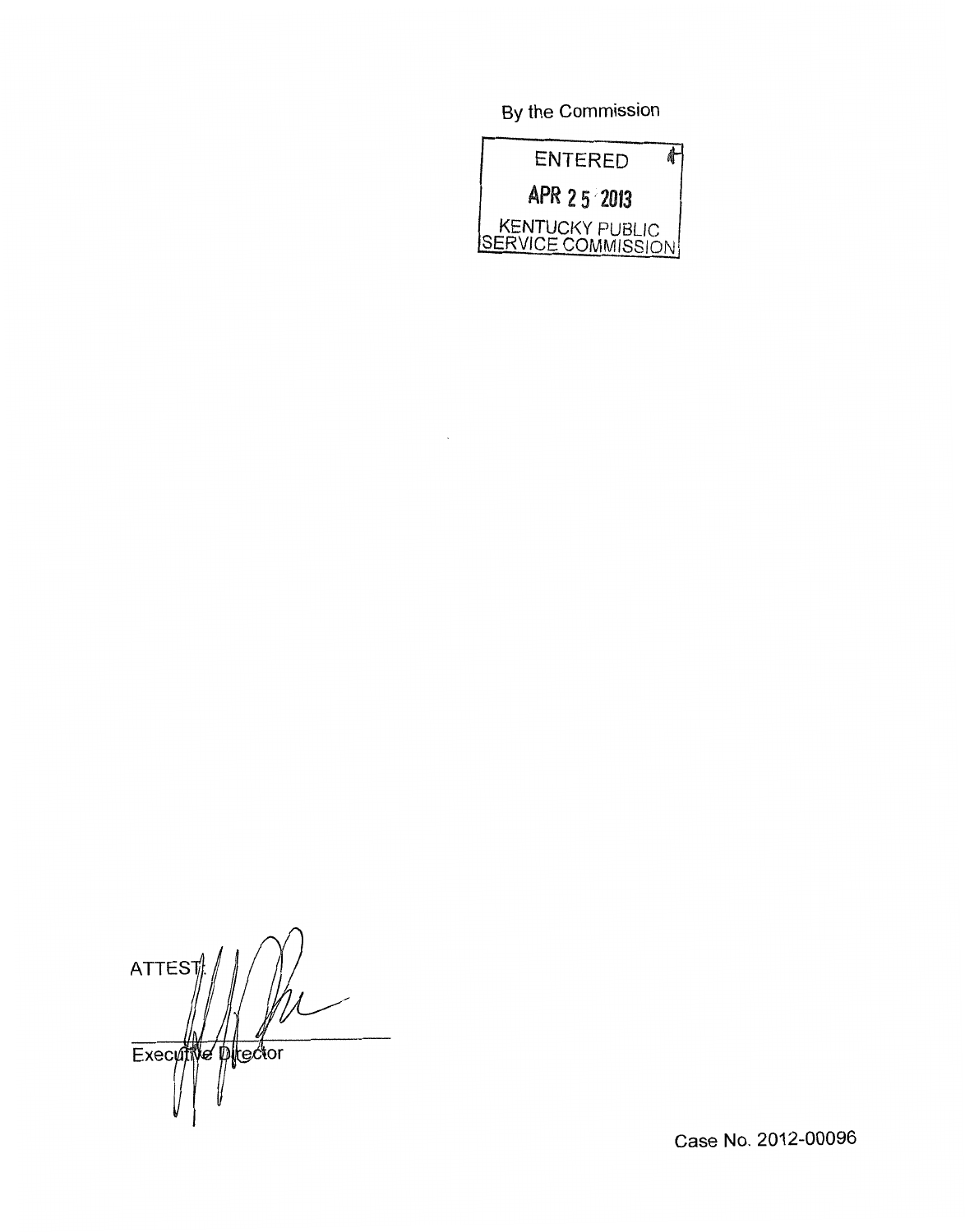By the Commission

ENTERED

APR 25 2013

KENTUCKY PUBLIC SERVICE COMMISSION

ATTEST:

Executive Director

Case No. 2012-00096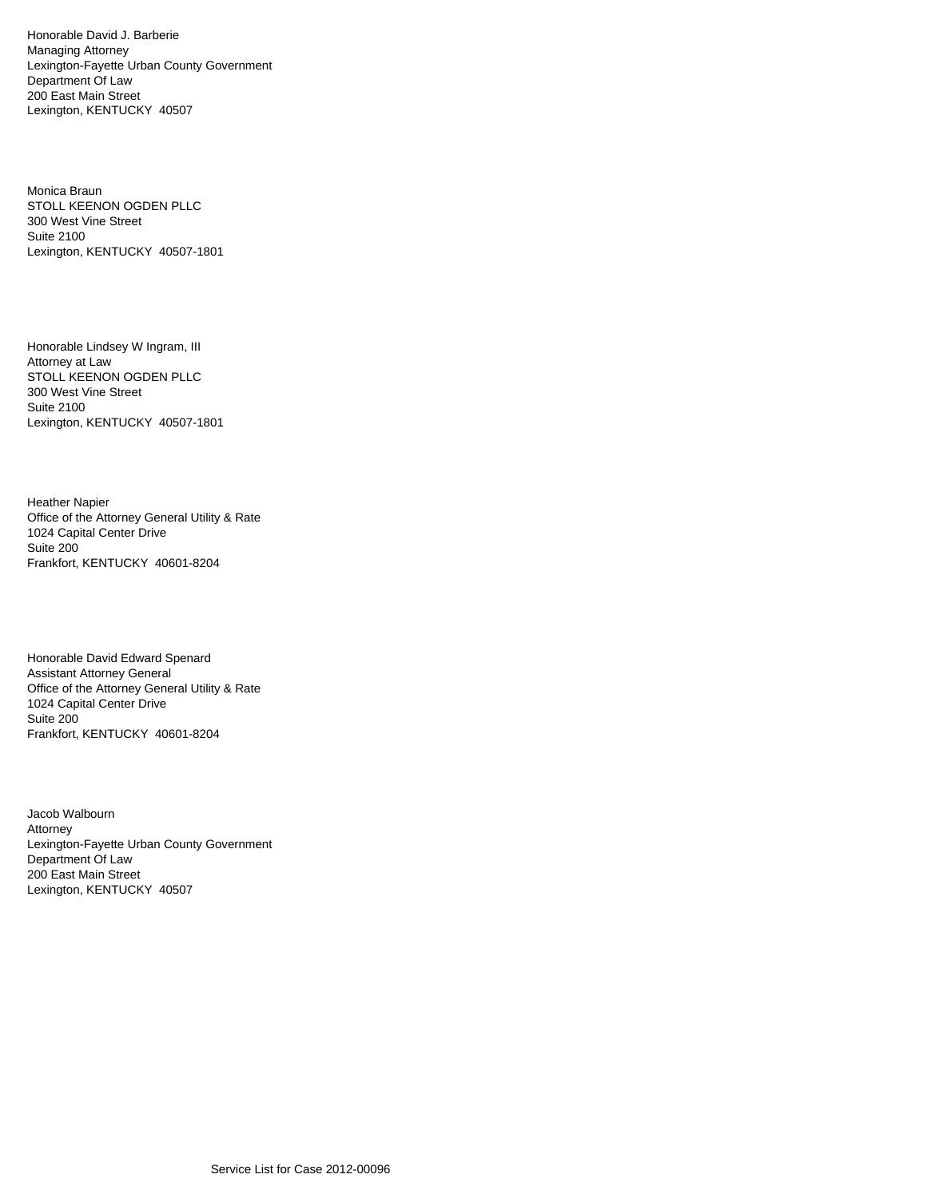Honorable David J. Barberie
Managing Attorney
Lexington-Fayette Urban County Government
Department Of Law
200 East Main Street
Lexington, KENTUCKY 40507

Monica Braun
STOLL KEENON OGDEN PLLC
300 West Vine Street
Suite 2100
Lexington, KENTUCKY 40507-1801

Honorable Lindsey W Ingram, III
Attorney at Law
STOLL KEENON OGDEN PLLC
300 West Vine Street
Suite 2100
Lexington, KENTUCKY 40507-1801

Heather Napier
Office of the Attorney General Utility & Rate
1024 Capital Center Drive
Suite 200
Frankfort, KENTUCKY 40601-8204

Honorable David Edward Spenard
Assistant Attorney General
Office of the Attorney General Utility & Rate
1024 Capital Center Drive
Suite 200
Frankfort, KENTUCKY 40601-8204

Jacob Walbourn
Attorney
Lexington-Fayette Urban County Government
Department Of Law
200 East Main Street
Lexington, KENTUCKY 40507

Service List for Case 2012-00096